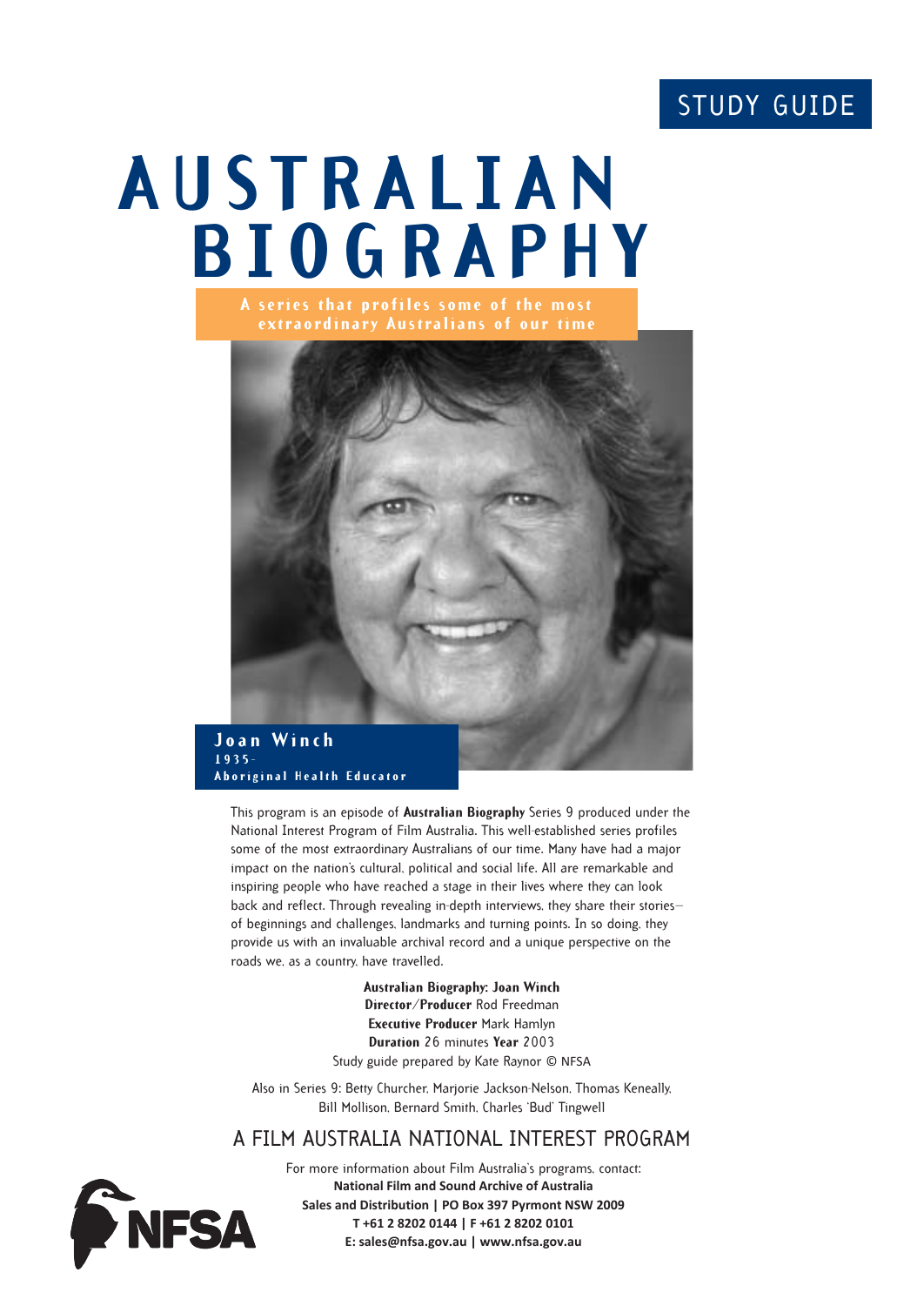STUDY GUIDE

# AUSTRALIAN BIOGRAPHY

A series that profiles some of the most extraordinary Australians of our time

**Joan Winch**
1935-
Aboriginal Health Educator

This program is an episode of **Australian Biography** Series 9 produced under the National Interest Program of Film Australia. This well-established series profiles some of the most extraordinary Australians of our time. Many have had a major impact on the nation's cultural, political and social life. All are remarkable and inspiring people who have reached a stage in their lives where they can look back and reflect. Through revealing in-depth interviews, they share their stories—of beginnings and challenges, landmarks and turning points. In so doing, they provide us with an invaluable archival record and a unique perspective on the roads we, as a country, have travelled.

**Australian Biography: Joan Winch**
**Director/Producer** Rod Freedman
**Executive Producer** Mark Hamlyn
**Duration** 26 minutes **Year** 2003
Study guide prepared by Kate Raynor © NFSA

Also in Series 9: Betty Churcher, Marjorie Jackson-Nelson, Thomas Keneally, Bill Mollison, Bernard Smith, Charles 'Bud' Tingwell

## A FILM AUSTRALIA NATIONAL INTEREST PROGRAM

For more information about Film Australia's programs, contact:
**National Film and Sound Archive of Australia**
**Sales and Distribution | PO Box 397 Pyrmont NSW 2009**
**T +61 2 8202 0144 | F +61 2 8202 0101**
**E: sales@nfsa.gov.au | www.nfsa.gov.au**

NFSA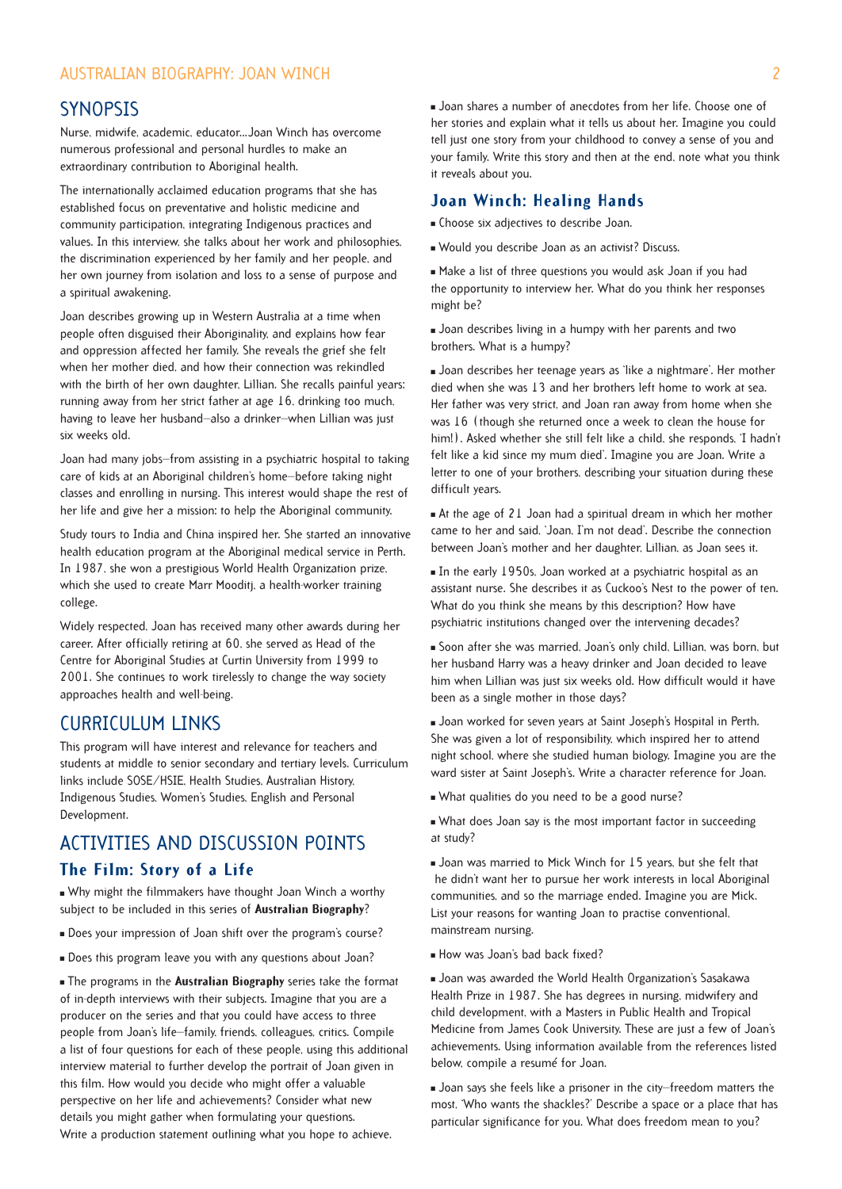## SYNOPSIS

Nurse, midwife, academic, educator…Joan Winch has overcome numerous professional and personal hurdles to make an extraordinary contribution to Aboriginal health.

The internationally acclaimed education programs that she has established focus on preventative and holistic medicine and community participation, integrating Indigenous practices and values. In this interview, she talks about her work and philosophies, the discrimination experienced by her family and her people, and her own journey from isolation and loss to a sense of purpose and a spiritual awakening.

Joan describes growing up in Western Australia at a time when people often disguised their Aboriginality, and explains how fear and oppression affected her family. She reveals the grief she felt when her mother died, and how their connection was rekindled with the birth of her own daughter, Lillian. She recalls painful years: running away from her strict father at age 16, drinking too much, having to leave her husband—also a drinker—when Lillian was just six weeks old.

Joan had many jobs—from assisting in a psychiatric hospital to taking care of kids at an Aboriginal children's home—before taking night classes and enrolling in nursing. This interest would shape the rest of her life and give her a mission: to help the Aboriginal community.

Study tours to India and China inspired her. She started an innovative health education program at the Aboriginal medical service in Perth. In 1987, she won a prestigious World Health Organization prize, which she used to create Marr Mooditj, a health-worker training college.

Widely respected, Joan has received many other awards during her career. After officially retiring at 60, she served as Head of the Centre for Aboriginal Studies at Curtin University from 1999 to 2001. She continues to work tirelessly to change the way society approaches health and well-being.

## CURRICULUM LINKS

This program will have interest and relevance for teachers and students at middle to senior secondary and tertiary levels. Curriculum links include SOSE/HSIE, Health Studies, Australian History, Indigenous Studies, Women's Studies, English and Personal Development.

## ACTIVITIES AND DISCUSSION POINTS

### The Film: Story of a Life

- Why might the filmmakers have thought Joan Winch a worthy subject to be included in this series of **Australian Biography**?
- Does your impression of Joan shift over the program's course?
- Does this program leave you with any questions about Joan?
- The programs in the **Australian Biography** series take the format of in-depth interviews with their subjects. Imagine that you are a producer on the series and that you could have access to three people from Joan's life—family, friends, colleagues, critics. Compile a list of four questions for each of these people, using this additional interview material to further develop the portrait of Joan given in this film. How would you decide who might offer a valuable perspective on her life and achievements? Consider what new details you might gather when formulating your questions. Write a production statement outlining what you hope to achieve.
- Joan shares a number of anecdotes from her life. Choose one of her stories and explain what it tells us about her. Imagine you could tell just one story from your childhood to convey a sense of you and your family. Write this story and then at the end, note what you think it reveals about you.

### Joan Winch: Healing Hands

- Choose six adjectives to describe Joan.
- Would you describe Joan as an activist? Discuss.
- Make a list of three questions you would ask Joan if you had the opportunity to interview her. What do you think her responses might be?
- Joan describes living in a humpy with her parents and two brothers. What is a humpy?
- Joan describes her teenage years as 'like a nightmare'. Her mother died when she was 13 and her brothers left home to work at sea. Her father was very strict, and Joan ran away from home when she was 16 (though she returned once a week to clean the house for him!). Asked whether she still felt like a child, she responds, 'I hadn't felt like a kid since my mum died'. Imagine you are Joan. Write a letter to one of your brothers, describing your situation during these difficult years.
- At the age of 21 Joan had a spiritual dream in which her mother came to her and said, 'Joan, I'm not dead'. Describe the connection between Joan's mother and her daughter, Lillian, as Joan sees it.
- In the early 1950s, Joan worked at a psychiatric hospital as an assistant nurse. She describes it as Cuckoo's Nest to the power of ten. What do you think she means by this description? How have psychiatric institutions changed over the intervening decades?
- Soon after she was married, Joan's only child, Lillian, was born, but her husband Harry was a heavy drinker and Joan decided to leave him when Lillian was just six weeks old. How difficult would it have been as a single mother in those days?
- Joan worked for seven years at Saint Joseph's Hospital in Perth. She was given a lot of responsibility, which inspired her to attend night school, where she studied human biology. Imagine you are the ward sister at Saint Joseph's. Write a character reference for Joan.
- What qualities do you need to be a good nurse?
- What does Joan say is the most important factor in succeeding at study?
- Joan was married to Mick Winch for 15 years, but she felt that he didn't want her to pursue her work interests in local Aboriginal communities, and so the marriage ended. Imagine you are Mick. List your reasons for wanting Joan to practise conventional, mainstream nursing.
- How was Joan's bad back fixed?
- Joan was awarded the World Health Organization's Sasakawa Health Prize in 1987. She has degrees in nursing, midwifery and child development, with a Masters in Public Health and Tropical Medicine from James Cook University. These are just a few of Joan's achievements. Using information available from the references listed below, compile a resumé for Joan.
- Joan says she feels like a prisoner in the city—freedom matters the most. 'Who wants the shackles?' Describe a space or a place that has particular significance for you. What does freedom mean to you?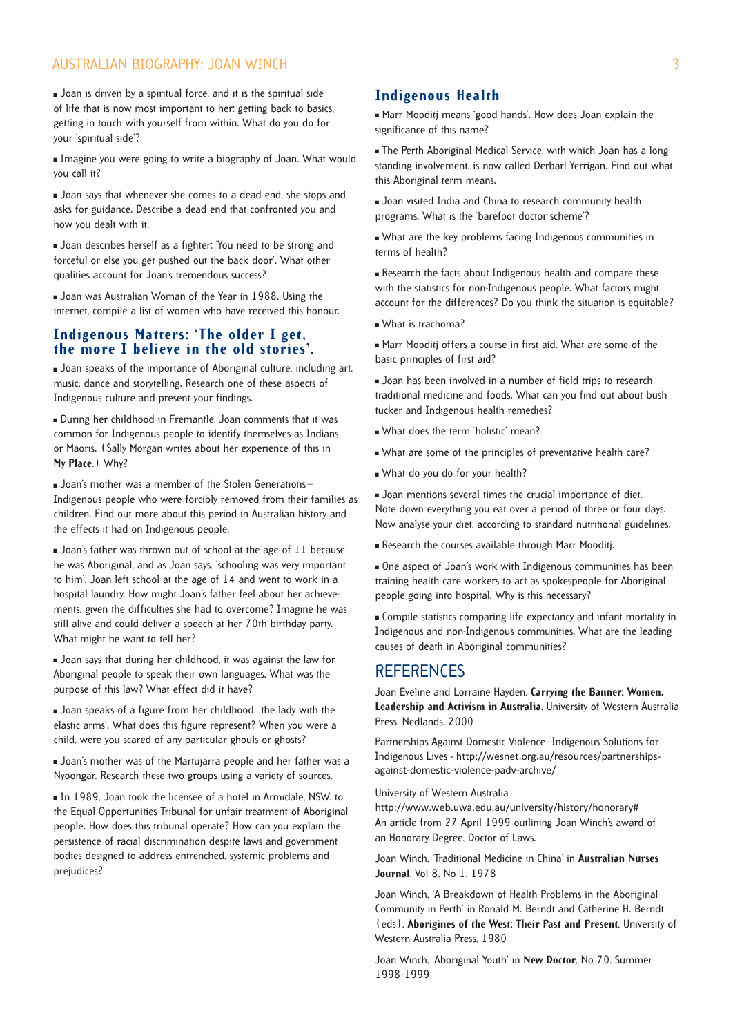- Joan is driven by a spiritual force, and it is the spiritual side of life that is now most important to her: getting back to basics, getting in touch with yourself from within. What do you do for your 'spiritual side'?

- Imagine you were going to write a biography of Joan. What would you call it?

- Joan says that whenever she comes to a dead end, she stops and asks for guidance. Describe a dead end that confronted you and how you dealt with it.

- Joan describes herself as a fighter: 'You need to be strong and forceful or else you get pushed out the back door'. What other qualities account for Joan's tremendous success?

- Joan was Australian Woman of the Year in 1988. Using the internet, compile a list of women who have received this honour.

## Indigenous Matters: 'The older I get, the more I believe in the old stories'.

- Joan speaks of the importance of Aboriginal culture, including art, music, dance and storytelling. Research one of these aspects of Indigenous culture and present your findings.

- During her childhood in Fremantle, Joan comments that it was common for Indigenous people to identify themselves as Indians or Maoris. (Sally Morgan writes about her experience of this in **My Place**.) Why?

- Joan's mother was a member of the Stolen Generations—Indigenous people who were forcibly removed from their families as children. Find out more about this period in Australian history and the effects it had on Indigenous people.

- Joan's father was thrown out of school at the age of 11 because he was Aboriginal, and as Joan says, 'schooling was very important to him'. Joan left school at the age of 14 and went to work in a hospital laundry. How might Joan's father feel about her achievements, given the difficulties she had to overcome? Imagine he was still alive and could deliver a speech at her 70th birthday party. What might he want to tell her?

- Joan says that during her childhood, it was against the law for Aboriginal people to speak their own languages. What was the purpose of this law? What effect did it have?

- Joan speaks of a figure from her childhood, 'the lady with the elastic arms'. What does this figure represent? When you were a child, were you scared of any particular ghouls or ghosts?

- Joan's mother was of the Martujarra people and her father was a Nyoongar. Research these two groups using a variety of sources.

- In 1989, Joan took the licensee of a hotel in Armidale, NSW, to the Equal Opportunities Tribunal for unfair treatment of Aboriginal people. How does this tribunal operate? How can you explain the persistence of racial discrimination despite laws and government bodies designed to address entrenched, systemic problems and prejudices?

## Indigenous Health

- Marr Mooditj means 'good hands'. How does Joan explain the significance of this name?

- The Perth Aboriginal Medical Service, with which Joan has a long-standing involvement, is now called Derbarl Yerrigan. Find out what this Aboriginal term means.

- Joan visited India and China to research community health programs. What is the 'barefoot doctor scheme'?

- What are the key problems facing Indigenous communities in terms of health?

- Research the facts about Indigenous health and compare these with the statistics for non-Indigenous people. What factors might account for the differences? Do you think the situation is equitable?

- What is trachoma?

- Marr Mooditj offers a course in first aid. What are some of the basic principles of first aid?

- Joan has been involved in a number of field trips to research traditional medicine and foods. What can you find out about bush tucker and Indigenous health remedies?

- What does the term 'holistic' mean?

- What are some of the principles of preventative health care?

- What do you do for your health?

- Joan mentions several times the crucial importance of diet. Note down everything you eat over a period of three or four days. Now analyse your diet, according to standard nutritional guidelines.

- Research the courses available through Marr Mooditj.

- One aspect of Joan's work with Indigenous communities has been training health care workers to act as spokespeople for Aboriginal people going into hospital. Why is this necessary?

- Compile statistics comparing life expectancy and infant mortality in Indigenous and non-Indigenous communities. What are the leading causes of death in Aboriginal communities?

## REFERENCES

Joan Eveline and Lorraine Hayden, **Carrying the Banner: Women, Leadership and Activism in Australia**, University of Western Australia Press, Nedlands, 2000

Partnerships Against Domestic Violence—Indigenous Solutions for Indigenous Lives - http://wesnet.org.au/resources/partnerships-against-domestic-violence-padv-archive/

University of Western Australia
http://www.web.uwa.edu.au/university/history/honorary#
An article from 27 April 1999 outlining Joan Winch's award of an Honorary Degree, Doctor of Laws.

Joan Winch, 'Traditional Medicine in China' in **Australian Nurses Journal**, Vol 8, No 1, 1978

Joan Winch, 'A Breakdown of Health Problems in the Aboriginal Community in Perth' in Ronald M. Berndt and Catherine H. Berndt (eds), **Aborigines of the West: Their Past and Present**, University of Western Australia Press, 1980

Joan Winch, 'Aboriginal Youth' in **New Doctor**, No 70, Summer 1998-1999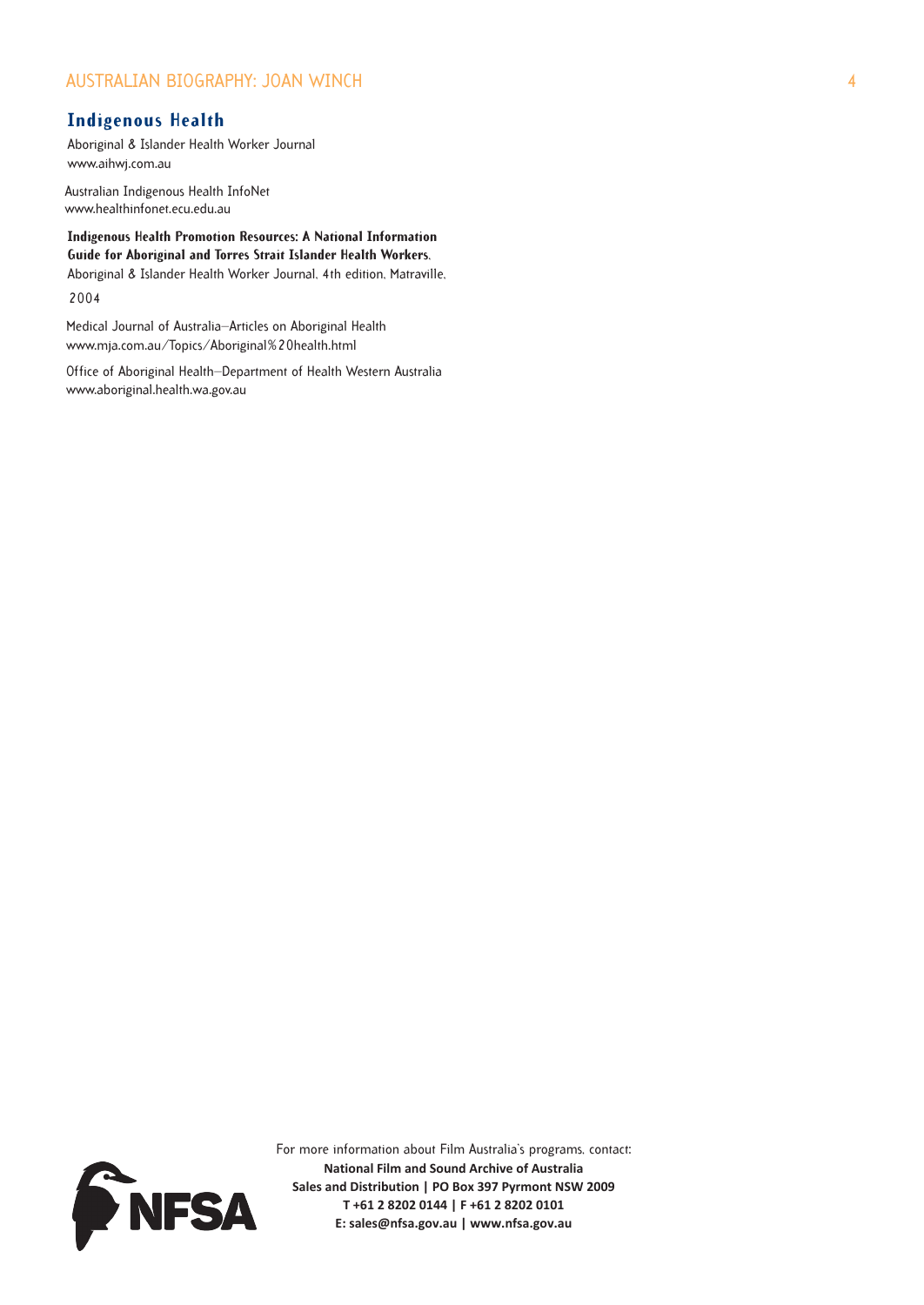## Indigenous Health

Aboriginal & Islander Health Worker Journal
www.aihwj.com.au

Australian Indigenous Health InfoNet
www.healthinfonet.ecu.edu.au

**Indigenous Health Promotion Resources: A National Information Guide for Aboriginal and Torres Strait Islander Health Workers**, Aboriginal & Islander Health Worker Journal, 4th edition, Matraville, 2004

Medical Journal of Australia–Articles on Aboriginal Health
www.mja.com.au/Topics/Aboriginal%20health.html

Office of Aboriginal Health–Department of Health Western Australia
www.aboriginal.health.wa.gov.au

For more information about Film Australia's programs, contact:
**National Film and Sound Archive of Australia**
**Sales and Distribution | PO Box 397 Pyrmont NSW 2009**
**T +61 2 8202 0144 | F +61 2 8202 0101**
**E: sales@nfsa.gov.au | www.nfsa.gov.au**